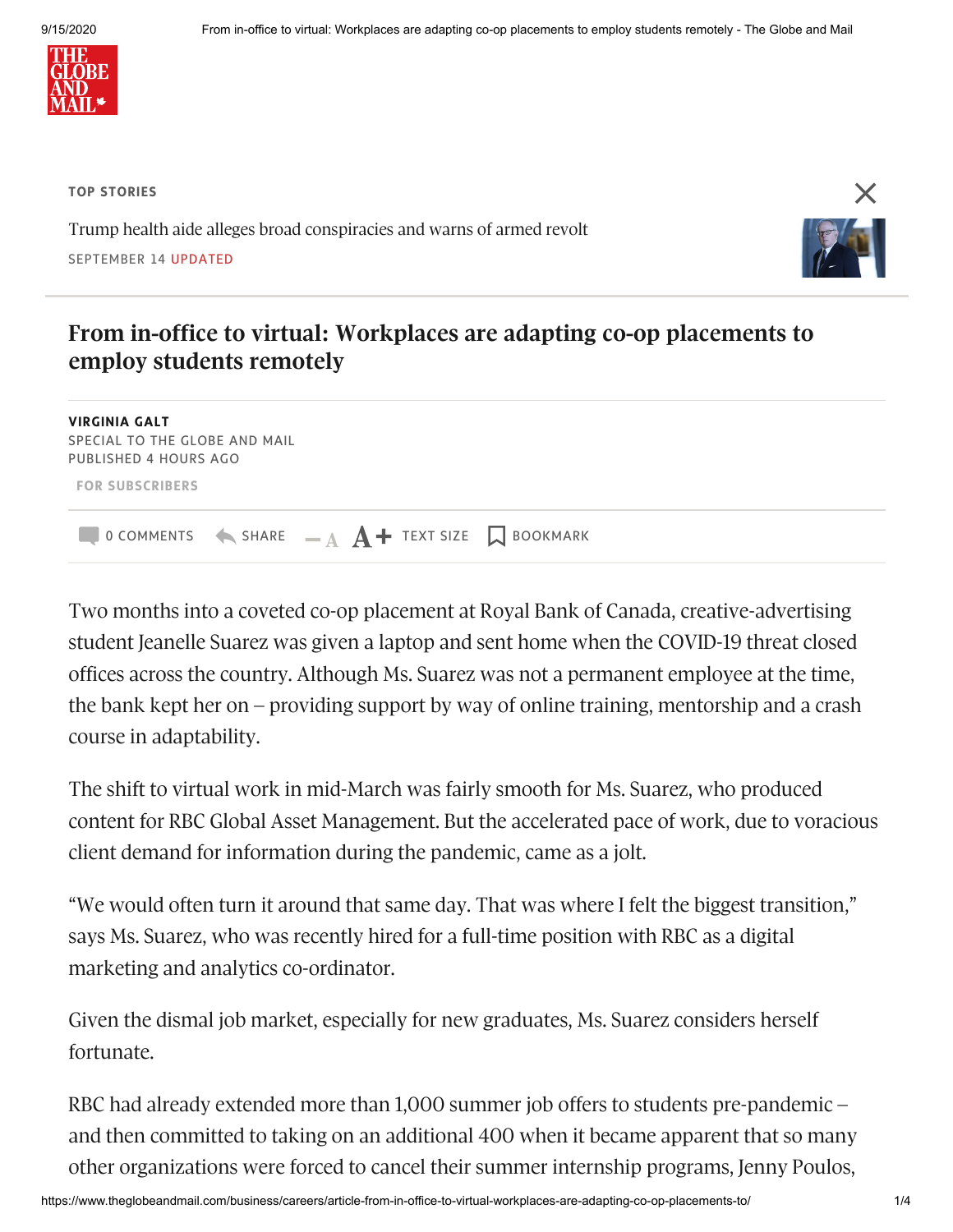# From in-office to virtual: Workplaces are adapting co-op placements to employ students remotely

**VIRGINIA GALT**
SPECIAL TO THE GLOBE AND MAIL
PUBLISHED 4 HOURS AGO

FOR SUBSCRIBERS

Two months into a coveted co-op placement at Royal Bank of Canada, creative-advertising student Jeanelle Suarez was given a laptop and sent home when the COVID-19 threat closed offices across the country. Although Ms. Suarez was not a permanent employee at the time, the bank kept her on – providing support by way of online training, mentorship and a crash course in adaptability.

The shift to virtual work in mid-March was fairly smooth for Ms. Suarez, who produced content for RBC Global Asset Management. But the accelerated pace of work, due to voracious client demand for information during the pandemic, came as a jolt.

"We would often turn it around that same day. That was where I felt the biggest transition," says Ms. Suarez, who was recently hired for a full-time position with RBC as a digital marketing and analytics co-ordinator.

Given the dismal job market, especially for new graduates, Ms. Suarez considers herself fortunate.

RBC had already extended more than 1,000 summer job offers to students pre-pandemic – and then committed to taking on an additional 400 when it became apparent that so many other organizations were forced to cancel their summer internship programs, Jenny Poulos,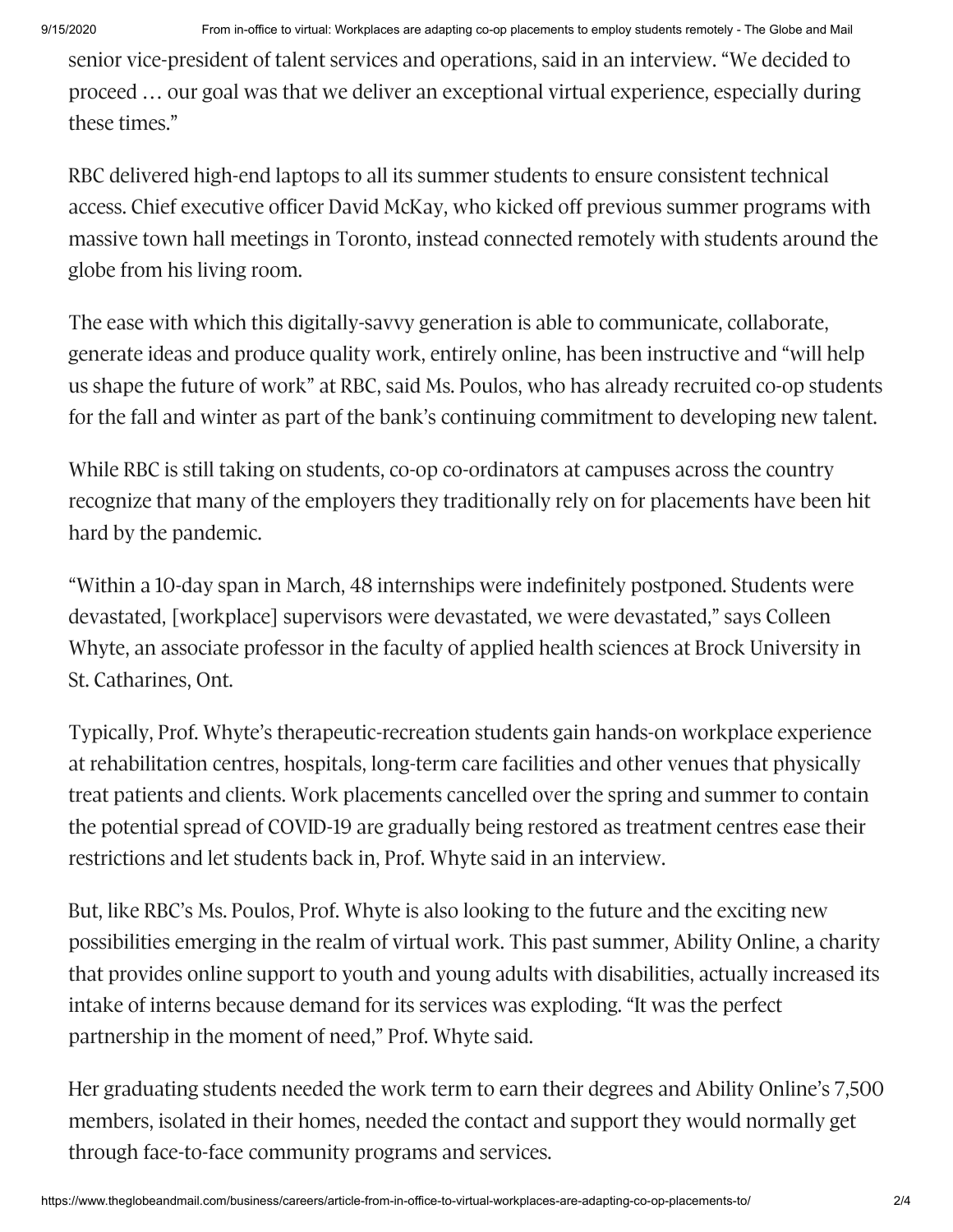senior vice-president of talent services and operations, said in an interview. "We decided to proceed … our goal was that we deliver an exceptional virtual experience, especially during these times."

RBC delivered high-end laptops to all its summer students to ensure consistent technical access. Chief executive officer David McKay, who kicked off previous summer programs with massive town hall meetings in Toronto, instead connected remotely with students around the globe from his living room.

The ease with which this digitally-savvy generation is able to communicate, collaborate, generate ideas and produce quality work, entirely online, has been instructive and "will help us shape the future of work" at RBC, said Ms. Poulos, who has already recruited co-op students for the fall and winter as part of the bank's continuing commitment to developing new talent.

While RBC is still taking on students, co-op co-ordinators at campuses across the country recognize that many of the employers they traditionally rely on for placements have been hit hard by the pandemic.

"Within a 10-day span in March, 48 internships were indefinitely postponed. Students were devastated, [workplace] supervisors were devastated, we were devastated," says Colleen Whyte, an associate professor in the faculty of applied health sciences at Brock University in St. Catharines, Ont.

Typically, Prof. Whyte's therapeutic-recreation students gain hands-on workplace experience at rehabilitation centres, hospitals, long-term care facilities and other venues that physically treat patients and clients. Work placements cancelled over the spring and summer to contain the potential spread of COVID-19 are gradually being restored as treatment centres ease their restrictions and let students back in, Prof. Whyte said in an interview.

But, like RBC's Ms. Poulos, Prof. Whyte is also looking to the future and the exciting new possibilities emerging in the realm of virtual work. This past summer, Ability Online, a charity that provides online support to youth and young adults with disabilities, actually increased its intake of interns because demand for its services was exploding. "It was the perfect partnership in the moment of need," Prof. Whyte said.

Her graduating students needed the work term to earn their degrees and Ability Online's 7,500 members, isolated in their homes, needed the contact and support they would normally get through face-to-face community programs and services.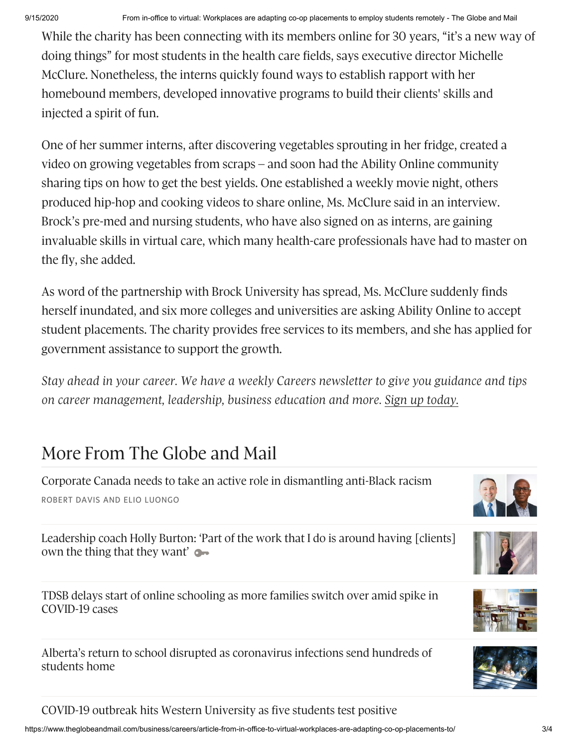While the charity has been connecting with its members online for 30 years, "it's a new way of doing things" for most students in the health care fields, says executive director Michelle McClure. Nonetheless, the interns quickly found ways to establish rapport with her homebound members, developed innovative programs to build their clients' skills and injected a spirit of fun.

One of her summer interns, after discovering vegetables sprouting in her fridge, created a video on growing vegetables from scraps – and soon had the Ability Online community sharing tips on how to get the best yields. One established a weekly movie night, others produced hip-hop and cooking videos to share online, Ms. McClure said in an interview. Brock's pre-med and nursing students, who have also signed on as interns, are gaining invaluable skills in virtual care, which many health-care professionals have had to master on the fly, she added.

As word of the partnership with Brock University has spread, Ms. McClure suddenly finds herself inundated, and six more colleges and universities are asking Ability Online to accept student placements. The charity provides free services to its members, and she has applied for government assistance to support the growth.

*Stay ahead in your career. We have a weekly Careers newsletter to give you guidance and tips on career management, leadership, business education and more. Sign up today.*

## More From The Globe and Mail

Corporate Canada needs to take an active role in dismantling anti-Black racism
ROBERT DAVIS AND ELIO LUONGO

Leadership coach Holly Burton: 'Part of the work that I do is around having [clients] own the thing that they want'

TDSB delays start of online schooling as more families switch over amid spike in COVID-19 cases

Alberta's return to school disrupted as coronavirus infections send hundreds of students home

COVID-19 outbreak hits Western University as five students test positive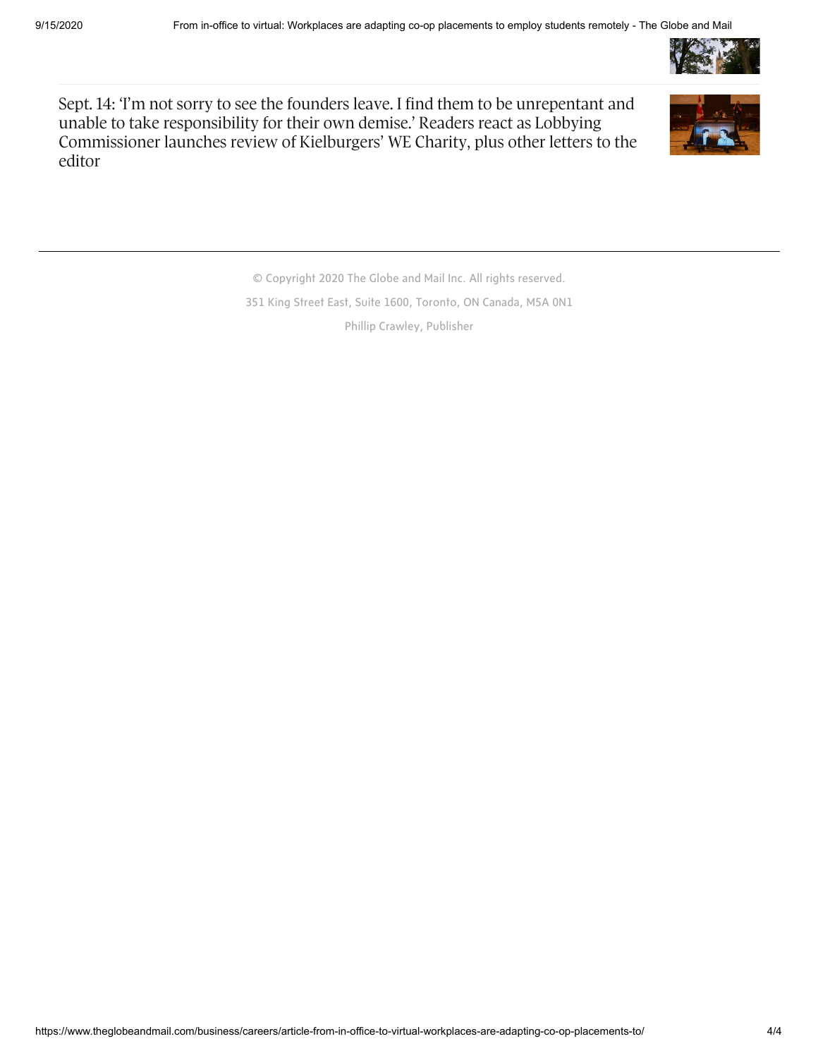Sept. 14: 'I'm not sorry to see the founders leave. I find them to be unrepentant and unable to take responsibility for their own demise.' Readers react as Lobbying Commissioner launches review of Kielburgers' WE Charity, plus other letters to the editor

© Copyright 2020 The Globe and Mail Inc. All rights reserved.

351 King Street East, Suite 1600, Toronto, ON Canada, M5A 0N1

Phillip Crawley, Publisher